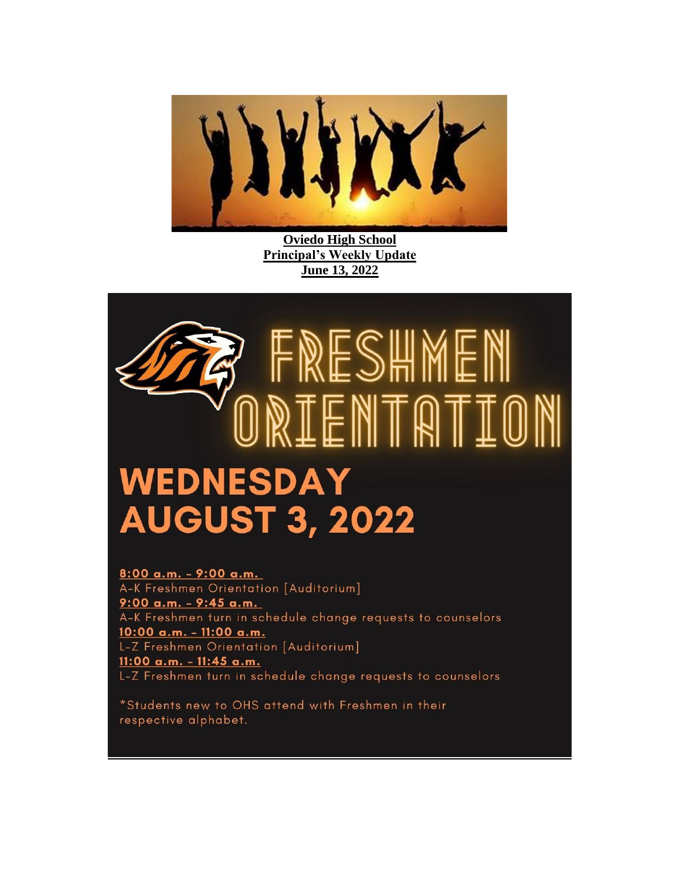**Oviedo High School**
**Principal's Weekly Update**
**June 13, 2022**

# FRESHMEN ORIENTATION

## WEDNESDAY AUGUST 3, 2022

**8:00 a.m. - 9:00 a.m.**
A-K Freshmen Orientation [Auditorium]

**9:00 a.m. - 9:45 a.m.**
A-K Freshmen turn in schedule change requests to counselors

**10:00 a.m. - 11:00 a.m.**
L-Z Freshmen Orientation [Auditorium]

**11:00 a.m. - 11:45 a.m.**
L-Z Freshmen turn in schedule change requests to counselors

*Students new to OHS attend with Freshmen in their respective alphabet.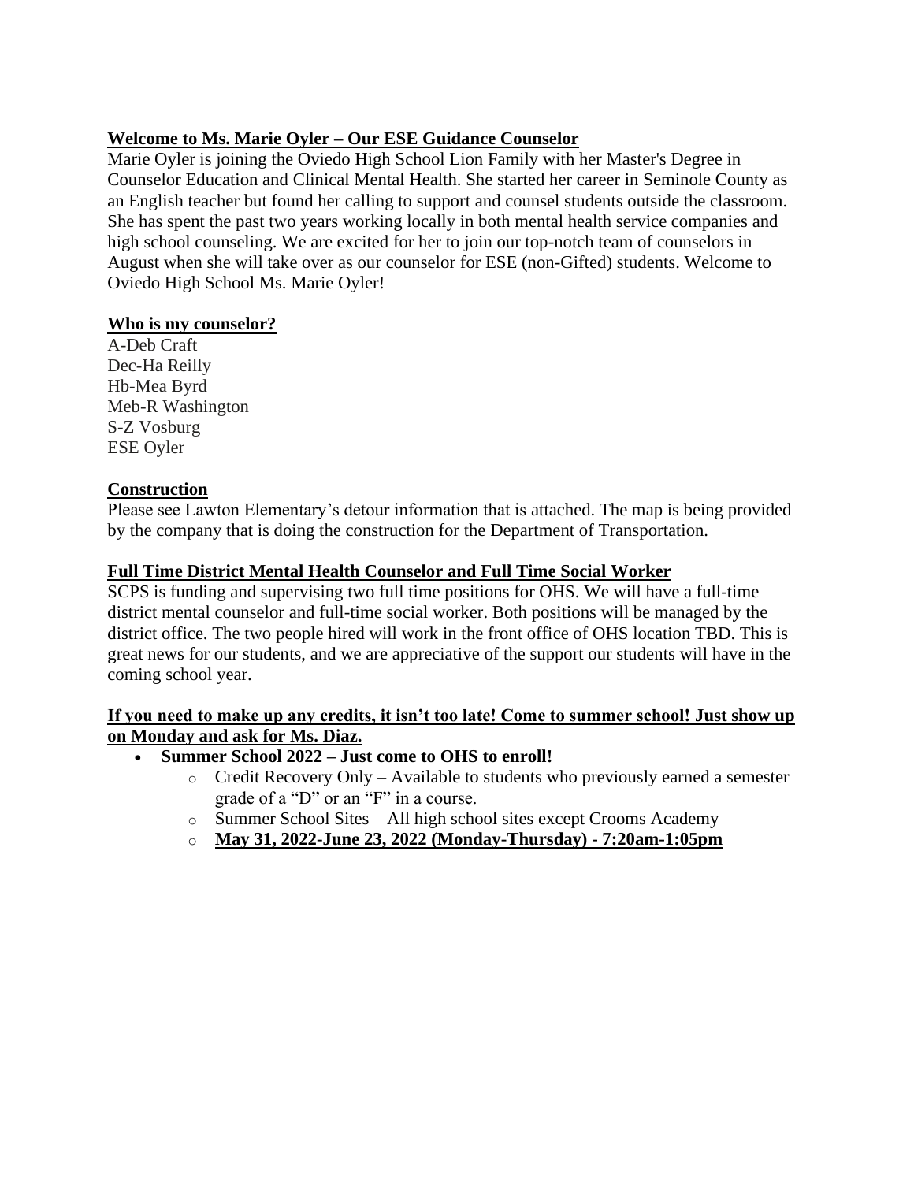## Welcome to Ms. Marie Oyler – Our ESE Guidance Counselor

Marie Oyler is joining the Oviedo High School Lion Family with her Master's Degree in Counselor Education and Clinical Mental Health. She started her career in Seminole County as an English teacher but found her calling to support and counsel students outside the classroom. She has spent the past two years working locally in both mental health service companies and high school counseling. We are excited for her to join our top-notch team of counselors in August when she will take over as our counselor for ESE (non-Gifted) students. Welcome to Oviedo High School Ms. Marie Oyler!

## Who is my counselor?

A-Deb Craft
Dec-Ha Reilly
Hb-Mea Byrd
Meb-R Washington
S-Z Vosburg
ESE Oyler

## Construction

Please see Lawton Elementary's detour information that is attached. The map is being provided by the company that is doing the construction for the Department of Transportation.

## Full Time District Mental Health Counselor and Full Time Social Worker

SCPS is funding and supervising two full time positions for OHS. We will have a full-time district mental counselor and full-time social worker. Both positions will be managed by the district office. The two people hired will work in the front office of OHS location TBD. This is great news for our students, and we are appreciative of the support our students will have in the coming school year.

## If you need to make up any credits, it isn't too late! Come to summer school! Just show up on Monday and ask for Ms. Diaz.

- **Summer School 2022 – Just come to OHS to enroll!**
  - Credit Recovery Only – Available to students who previously earned a semester grade of a "D" or an "F" in a course.
  - Summer School Sites – All high school sites except Crooms Academy
  - **May 31, 2022-June 23, 2022 (Monday-Thursday) - 7:20am-1:05pm**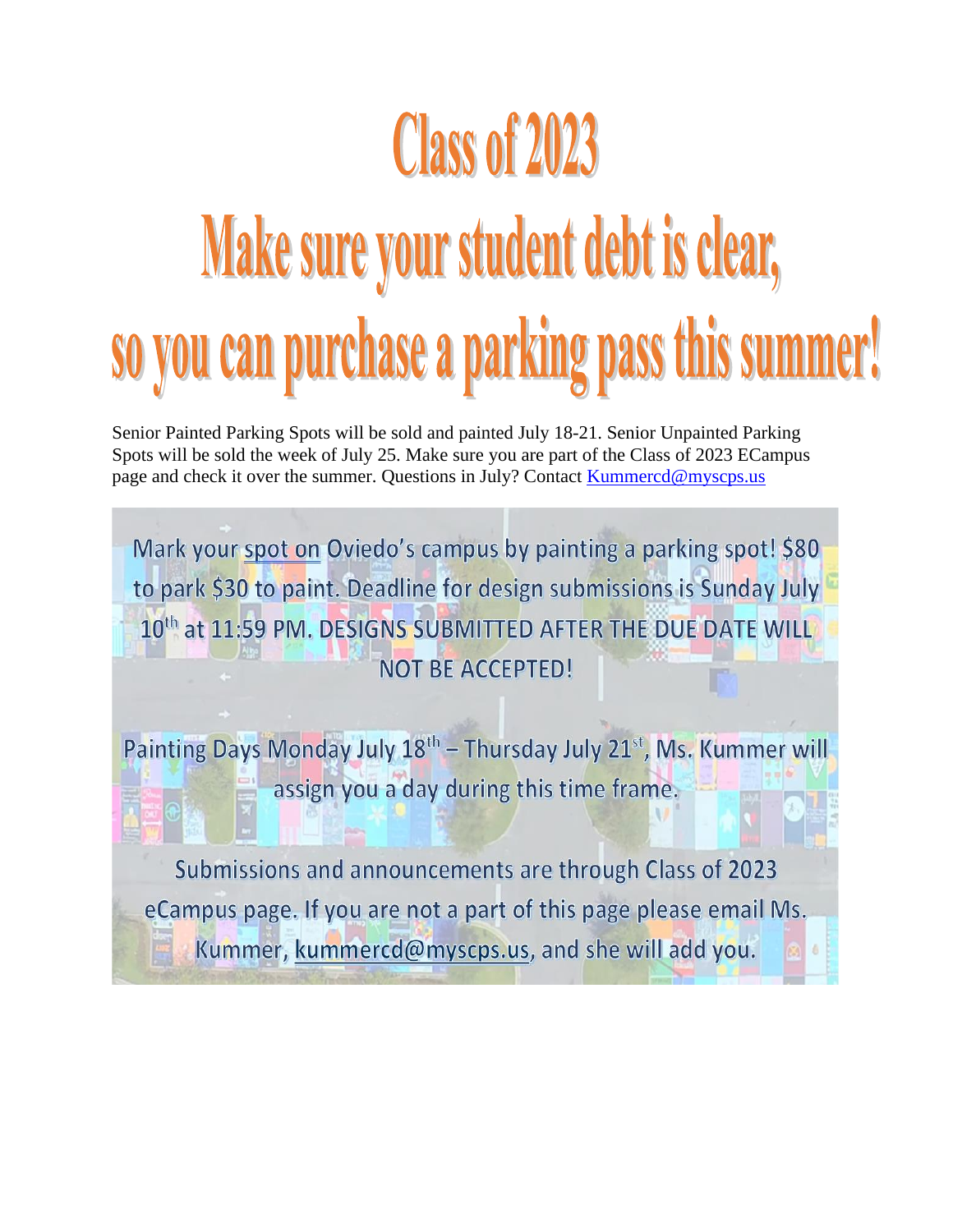# Class of 2023

# Make sure your student debt is clear, so you can purchase a parking pass this summer!

Senior Painted Parking Spots will be sold and painted July 18-21. Senior Unpainted Parking Spots will be sold the week of July 25. Make sure you are part of the Class of 2023 ECampus page and check it over the summer. Questions in July? Contact Kummercd@myscps.us

Mark your spot on Oviedo's campus by painting a parking spot! $80 to park $30 to paint. Deadline for design submissions is Sunday July 10th at 11:59 PM. DESIGNS SUBMITTED AFTER THE DUE DATE WILL NOT BE ACCEPTED!

Painting Days Monday July 18th – Thursday July 21st, Ms. Kummer will assign you a day during this time frame.

Submissions and announcements are through Class of 2023 eCampus page. If you are not a part of this page please email Ms. Kummer, kummercd@myscps.us, and she will add you.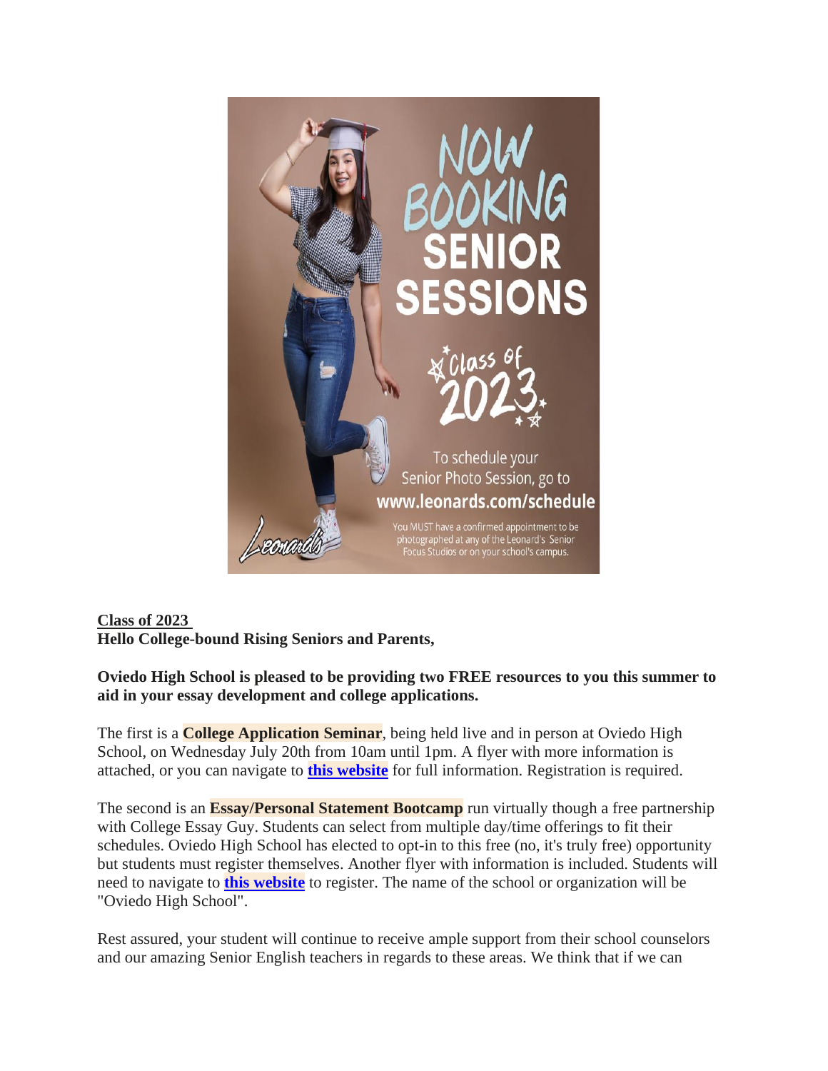NOW BOOKING SENIOR SESSIONS

Class of 2023

To schedule your Senior Photo Session, go to **www.leonards.com/schedule**

You MUST have a confirmed appointment to be photographed at any of the Leonard's Senior Focus Studios or on your school's campus.

Leonard's

**Class of 2023**
**Hello College-bound Rising Seniors and Parents,**

**Oviedo High School is pleased to be providing two FREE resources to you this summer to aid in your essay development and college applications.**

The first is a **College Application Seminar**, being held live and in person at Oviedo High School, on Wednesday July 20th from 10am until 1pm. A flyer with more information is attached, or you can navigate to **this website** for full information. Registration is required.

The second is an **Essay/Personal Statement Bootcamp** run virtually though a free partnership with College Essay Guy. Students can select from multiple day/time offerings to fit their schedules. Oviedo High School has elected to opt-in to this free (no, it's truly free) opportunity but students must register themselves. Another flyer with information is included. Students will need to navigate to **this website** to register. The name of the school or organization will be "Oviedo High School".

Rest assured, your student will continue to receive ample support from their school counselors and our amazing Senior English teachers in regards to these areas. We think that if we can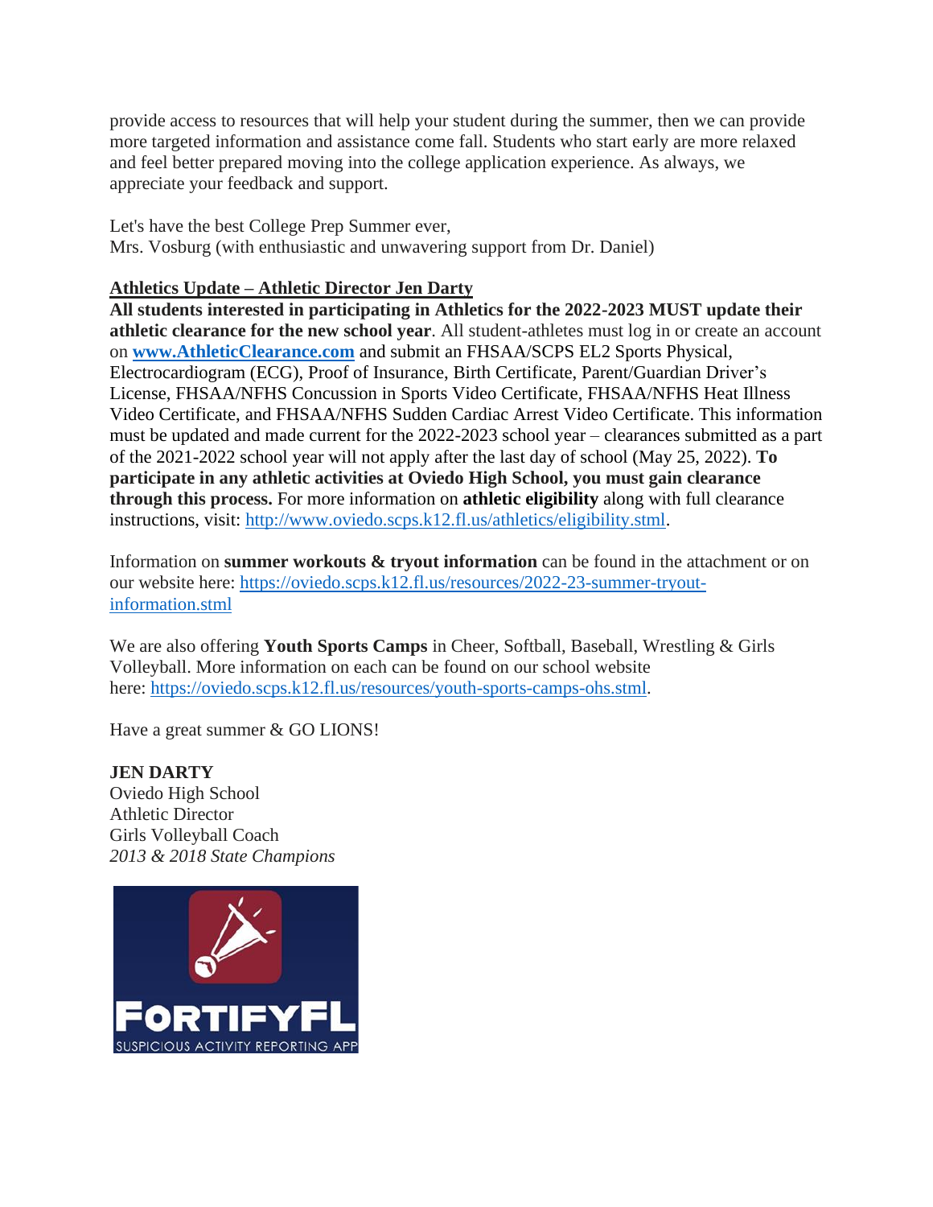provide access to resources that will help your student during the summer, then we can provide more targeted information and assistance come fall. Students who start early are more relaxed and feel better prepared moving into the college application experience. As always, we appreciate your feedback and support.

Let's have the best College Prep Summer ever,
Mrs. Vosburg (with enthusiastic and unwavering support from Dr. Daniel)

**Athletics Update – Athletic Director Jen Darty**

**All students interested in participating in Athletics for the 2022-2023 MUST update their athletic clearance for the new school year**. All student-athletes must log in or create an account on **[www.AthleticClearance.com](http://www.AthleticClearance.com)** and submit an FHSAA/SCPS EL2 Sports Physical, Electrocardiogram (ECG), Proof of Insurance, Birth Certificate, Parent/Guardian Driver's License, FHSAA/NFHS Concussion in Sports Video Certificate, FHSAA/NFHS Heat Illness Video Certificate, and FHSAA/NFHS Sudden Cardiac Arrest Video Certificate. This information must be updated and made current for the 2022-2023 school year – clearances submitted as a part of the 2021-2022 school year will not apply after the last day of school (May 25, 2022). **To participate in any athletic activities at Oviedo High School, you must gain clearance through this process.** For more information on **athletic eligibility** along with full clearance instructions, visit: http://www.oviedo.scps.k12.fl.us/athletics/eligibility.stml.

Information on **summer workouts & tryout information** can be found in the attachment or on our website here: https://oviedo.scps.k12.fl.us/resources/2022-23-summer-tryout-information.stml

We are also offering **Youth Sports Camps** in Cheer, Softball, Baseball, Wrestling & Girls Volleyball. More information on each can be found on our school website here: https://oviedo.scps.k12.fl.us/resources/youth-sports-camps-ohs.stml.

Have a great summer & GO LIONS!

**JEN DARTY**
Oviedo High School
Athletic Director
Girls Volleyball Coach
*2013 & 2018 State Champions*

FORTIFYFL
SUSPICIOUS ACTIVITY REPORTING APP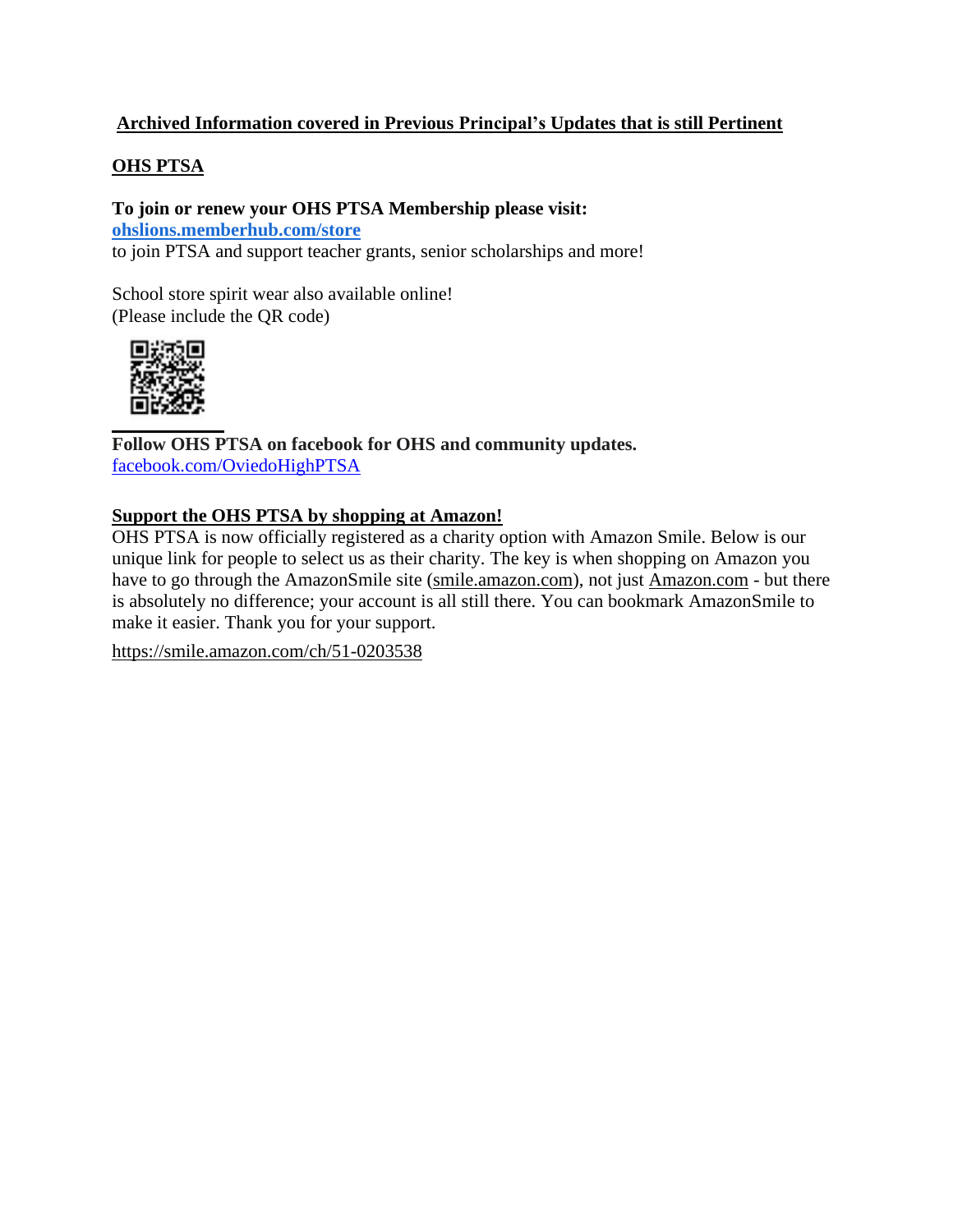**Archived Information covered in Previous Principal's Updates that is still Pertinent**

## OHS PTSA

**To join or renew your OHS PTSA Membership please visit:**
**ohslions.memberhub.com/store**
to join PTSA and support teacher grants, senior scholarships and more!

School store spirit wear also available online!
(Please include the QR code)

**Follow OHS PTSA on facebook for OHS and community updates.**
facebook.com/OviedoHighPTSA

**Support the OHS PTSA by shopping at Amazon!**

OHS PTSA is now officially registered as a charity option with Amazon Smile. Below is our unique link for people to select us as their charity. The key is when shopping on Amazon you have to go through the AmazonSmile site (smile.amazon.com), not just Amazon.com - but there is absolutely no difference; your account is all still there. You can bookmark AmazonSmile to make it easier. Thank you for your support.

https://smile.amazon.com/ch/51-0203538